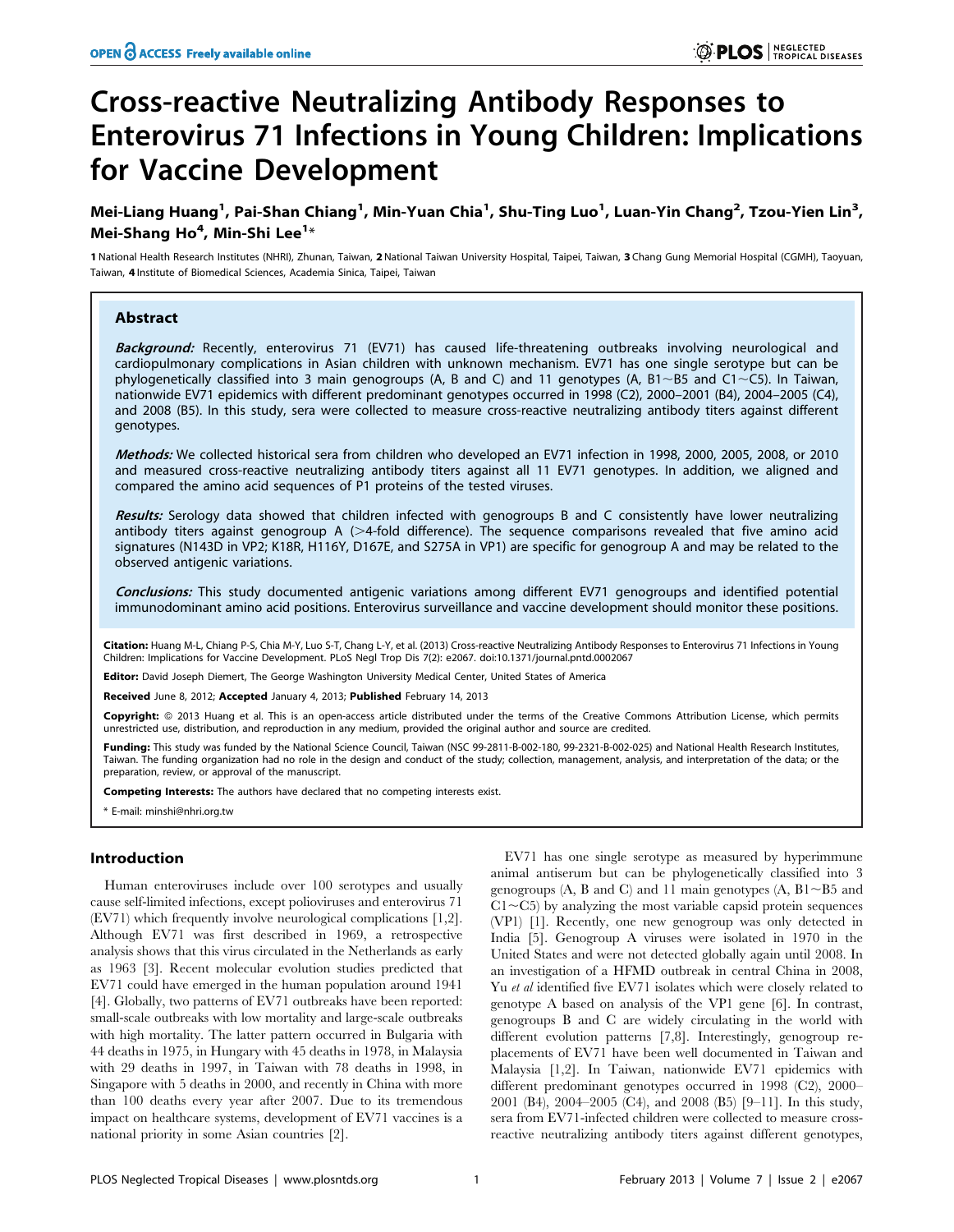# Cross-reactive Neutralizing Antibody Responses to Enterovirus 71 Infections in Young Children: Implications for Vaccine Development

**Mei-Liang Huang[1], Pai-Shan Chiang[1], Min-Yuan Chia[1], Shu-Ting Luo[1], Luan-Yin Chang[2], Tzou-Yien Lin[3], Mei-Shang Ho[4], Min-Shi Lee[1]***

**1** National Health Research Institutes (NHRI), Zhunan, Taiwan, **2** National Taiwan University Hospital, Taipei, Taiwan, **3** Chang Gung Memorial Hospital (CGMH), Taoyuan, Taiwan, **4** Institute of Biomedical Sciences, Academia Sinica, Taipei, Taiwan

## Abstract

***Background:*** Recently, enterovirus 71 (EV71) has caused life-threatening outbreaks involving neurological and cardiopulmonary complications in Asian children with unknown mechanism. EV71 has one single serotype but can be phylogenetically classified into 3 main genogroups (A, B and C) and 11 genotypes (A, B1~B5 and C1~C5). In Taiwan, nationwide EV71 epidemics with different predominant genotypes occurred in 1998 (C2), 2000–2001 (B4), 2004–2005 (C4), and 2008 (B5). In this study, sera were collected to measure cross-reactive neutralizing antibody titers against different genotypes.

***Methods:*** We collected historical sera from children who developed an EV71 infection in 1998, 2000, 2005, 2008, or 2010 and measured cross-reactive neutralizing antibody titers against all 11 EV71 genotypes. In addition, we aligned and compared the amino acid sequences of P1 proteins of the tested viruses.

***Results:*** Serology data showed that children infected with genogroups B and C consistently have lower neutralizing antibody titers against genogroup A (>4-fold difference). The sequence comparisons revealed that five amino acid signatures (N143D in VP2; K18R, H116Y, D167E, and S275A in VP1) are specific for genogroup A and may be related to the observed antigenic variations.

***Conclusions:*** This study documented antigenic variations among different EV71 genogroups and identified potential immunodominant amino acid positions. Enterovirus surveillance and vaccine development should monitor these positions.

**Citation:** Huang M-L, Chiang P-S, Chia M-Y, Luo S-T, Chang L-Y, et al. (2013) Cross-reactive Neutralizing Antibody Responses to Enterovirus 71 Infections in Young Children: Implications for Vaccine Development. PLoS Negl Trop Dis 7(2): e2067. doi:10.1371/journal.pntd.0002067

**Editor:** David Joseph Diemert, The George Washington University Medical Center, United States of America

**Received** June 8, 2012; **Accepted** January 4, 2013; **Published** February 14, 2013

**Copyright:** © 2013 Huang et al. This is an open-access article distributed under the terms of the Creative Commons Attribution License, which permits unrestricted use, distribution, and reproduction in any medium, provided the original author and source are credited.

**Funding:** This study was funded by the National Science Council, Taiwan (NSC 99-2811-B-002-180, 99-2321-B-002-025) and National Health Research Institutes, Taiwan. The funding organization had no role in the design and conduct of the study; collection, management, analysis, and interpretation of the data; or the preparation, review, or approval of the manuscript.

**Competing Interests:** The authors have declared that no competing interests exist.

* E-mail: minshi@nhri.org.tw

## Introduction

Human enteroviruses include over 100 serotypes and usually cause self-limited infections, except polioviruses and enterovirus 71 (EV71) which frequently involve neurological complications [1,2]. Although EV71 was first described in 1969, a retrospective analysis shows that this virus circulated in the Netherlands as early as 1963 [3]. Recent molecular evolution studies predicted that EV71 could have emerged in the human population around 1941 [4]. Globally, two patterns of EV71 outbreaks have been reported: small-scale outbreaks with low mortality and large-scale outbreaks with high mortality. The latter pattern occurred in Bulgaria with 44 deaths in 1975, in Hungary with 45 deaths in 1978, in Malaysia with 29 deaths in 1997, in Taiwan with 78 deaths in 1998, in Singapore with 5 deaths in 2000, and recently in China with more than 100 deaths every year after 2007. Due to its tremendous impact on healthcare systems, development of EV71 vaccines is a national priority in some Asian countries [2].

EV71 has one single serotype as measured by hyperimmune animal antiserum but can be phylogenetically classified into 3 genogroups (A, B and C) and 11 main genotypes (A, B1~B5 and C1~C5) by analyzing the most variable capsid protein sequences (VP1) [1]. Recently, one new genogroup was only detected in India [5]. Genogroup A viruses were isolated in 1970 in the United States and were not detected globally again until 2008. In an investigation of a HFMD outbreak in central China in 2008, Yu *et al* identified five EV71 isolates which were closely related to genotype A based on analysis of the VP1 gene [6]. In contrast, genogroups B and C are widely circulating in the world with different evolution patterns [7,8]. Interestingly, genogroup replacements of EV71 have been well documented in Taiwan and Malaysia [1,2]. In Taiwan, nationwide EV71 epidemics with different predominant genotypes occurred in 1998 (C2), 2000–2001 (B4), 2004–2005 (C4), and 2008 (B5) [9–11]. In this study, sera from EV71-infected children were collected to measure cross-reactive neutralizing antibody titers against different genotypes,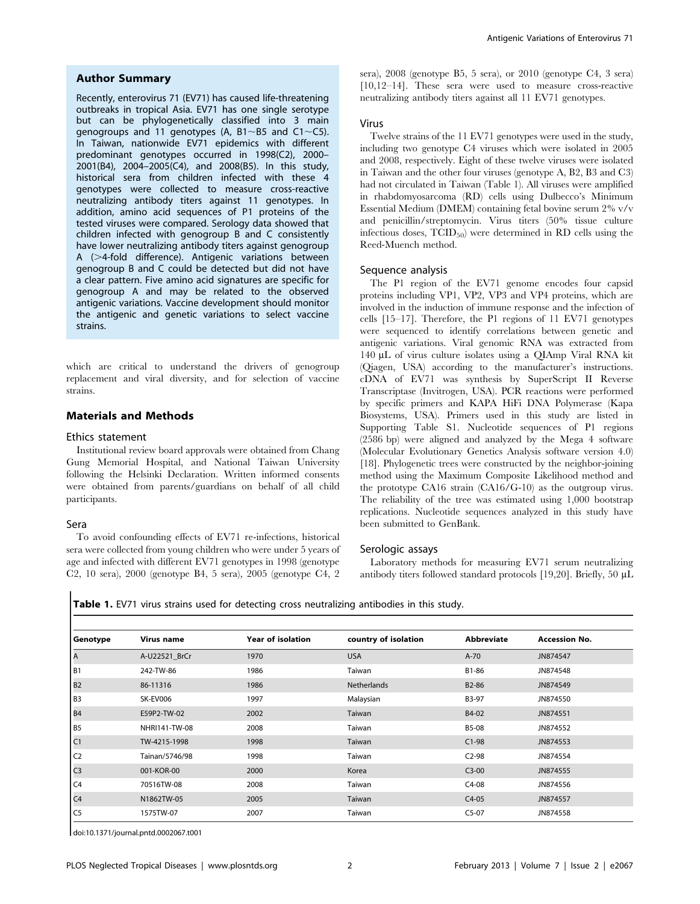## Author Summary

Recently, enterovirus 71 (EV71) has caused life-threatening outbreaks in tropical Asia. EV71 has one single serotype but can be phylogenetically classified into 3 main genogroups and 11 genotypes (A, B1~B5 and C1~C5). In Taiwan, nationwide EV71 epidemics with different predominant genotypes occurred in 1998(C2), 2000–2001(B4), 2004–2005(C4), and 2008(B5). In this study, historical sera from children infected with these 4 genotypes were collected to measure cross-reactive neutralizing antibody titers against 11 genotypes. In addition, amino acid sequences of P1 proteins of the tested viruses were compared. Serology data showed that children infected with genogroup B and C consistently have lower neutralizing antibody titers against genogroup A (>4-fold difference). Antigenic variations between genogroup B and C could be detected but did not have a clear pattern. Five amino acid signatures are specific for genogroup A and may be related to the observed antigenic variations. Vaccine development should monitor the antigenic and genetic variations to select vaccine strains.

which are critical to understand the drivers of genogroup replacement and viral diversity, and for selection of vaccine strains.

## Materials and Methods

### Ethics statement

Institutional review board approvals were obtained from Chang Gung Memorial Hospital, and National Taiwan University following the Helsinki Declaration. Written informed consents were obtained from parents/guardians on behalf of all child participants.

### Sera

To avoid confounding effects of EV71 re-infections, historical sera were collected from young children who were under 5 years of age and infected with different EV71 genotypes in 1998 (genotype C2, 10 sera), 2000 (genotype B4, 5 sera), 2005 (genotype C4, 2 sera), 2008 (genotype B5, 5 sera), or 2010 (genotype C4, 3 sera) [10,12–14]. These sera were used to measure cross-reactive neutralizing antibody titers against all 11 EV71 genotypes.

### Virus

Twelve strains of the 11 EV71 genotypes were used in the study, including two genotype C4 viruses which were isolated in 2005 and 2008, respectively. Eight of these twelve viruses were isolated in Taiwan and the other four viruses (genotype A, B2, B3 and C3) had not circulated in Taiwan (Table 1). All viruses were amplified in rhabdomyosarcoma (RD) cells using Dulbecco's Minimum Essential Medium (DMEM) containing fetal bovine serum 2% v/v and penicillin/streptomycin. Virus titers (50% tissue culture infectious doses, $TCID_{50}$) were determined in RD cells using the Reed-Muench method.

### Sequence analysis

The P1 region of the EV71 genome encodes four capsid proteins including VP1, VP2, VP3 and VP4 proteins, which are involved in the induction of immune response and the infection of cells [15–17]. Therefore, the P1 regions of 11 EV71 genotypes were sequenced to identify correlations between genetic and antigenic variations. Viral genomic RNA was extracted from 140 μL of virus culture isolates using a QIAmp Viral RNA kit (Qiagen, USA) according to the manufacturer's instructions. cDNA of EV71 was synthesis by SuperScript II Reverse Transcriptase (Invitrogen, USA). PCR reactions were performed by specific primers and KAPA HiFi DNA Polymerase (Kapa Biosystems, USA). Primers used in this study are listed in Supporting Table S1. Nucleotide sequences of P1 regions (2586 bp) were aligned and analyzed by the Mega 4 software (Molecular Evolutionary Genetics Analysis software version 4.0) [18]. Phylogenetic trees were constructed by the neighbor-joining method using the Maximum Composite Likelihood method and the prototype CA16 strain (CA16/G-10) as the outgroup virus. The reliability of the tree was estimated using 1,000 bootstrap replications. Nucleotide sequences analyzed in this study have been submitted to GenBank.

### Serologic assays

Laboratory methods for measuring EV71 serum neutralizing antibody titers followed standard protocols [19,20]. Briefly, 50 μL

**Table 1.** EV71 virus strains used for detecting cross neutralizing antibodies in this study.

| Genotype | Virus name | Year of isolation | country of isolation | Abbreviate | Accession No. |
|---|---|---|---|---|---|
| A | A-U22521_BrCr | 1970 | USA | A-70 | JN874547 |
| B1 | 242-TW-86 | 1986 | Taiwan | B1-86 | JN874548 |
| B2 | 86-11316 | 1986 | Netherlands | B2-86 | JN874549 |
| B3 | SK-EV006 | 1997 | Malaysian | B3-97 | JN874550 |
| B4 | E59P2-TW-02 | 2002 | Taiwan | B4-02 | JN874551 |
| B5 | NHRI141-TW-08 | 2008 | Taiwan | B5-08 | JN874552 |
| C1 | TW-4215-1998 | 1998 | Taiwan | C1-98 | JN874553 |
| C2 | Tainan/5746/98 | 1998 | Taiwan | C2-98 | JN874554 |
| C3 | 001-KOR-00 | 2000 | Korea | C3-00 | JN874555 |
| C4 | 70516TW-08 | 2008 | Taiwan | C4-08 | JN874556 |
| C4 | N1862TW-05 | 2005 | Taiwan | C4-05 | JN874557 |
| C5 | 1575TW-07 | 2007 | Taiwan | C5-07 | JN874558 |

doi:10.1371/journal.pntd.0002067.t001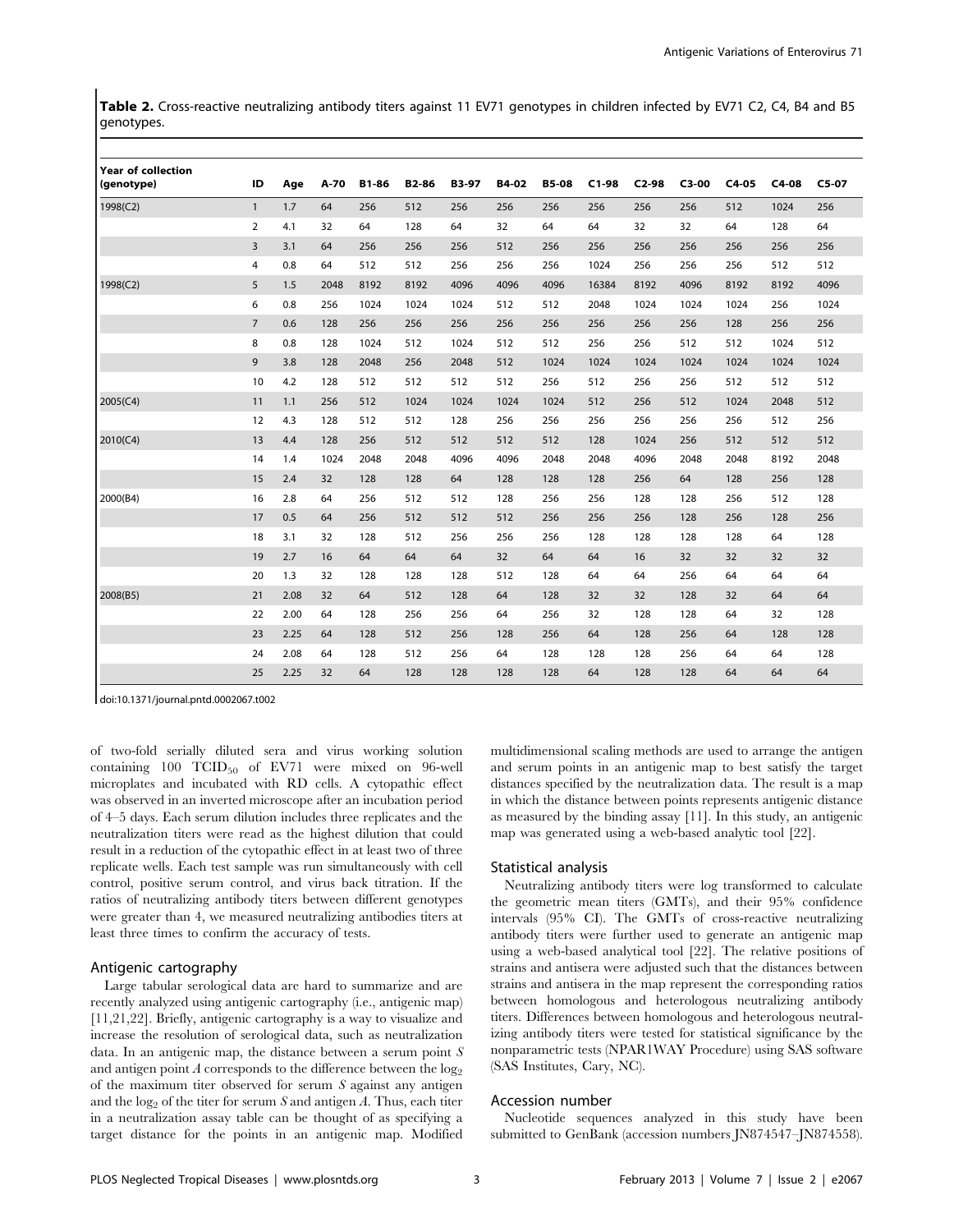**Table 2.** Cross-reactive neutralizing antibody titers against 11 EV71 genotypes in children infected by EV71 C2, C4, B4 and B5 genotypes.

| Year of collection (genotype) | ID | Age | A-70 | B1-86 | B2-86 | B3-97 | B4-02 | B5-08 | C1-98 | C2-98 | C3-00 | C4-05 | C4-08 | C5-07 |
|---|---|---|---|---|---|---|---|---|---|---|---|---|---|---|
| 1998(C2) | 1 | 1.7 | 64 | 256 | 512 | 256 | 256 | 256 | 256 | 256 | 256 | 512 | 1024 | 256 |
| | 2 | 4.1 | 32 | 64 | 128 | 64 | 32 | 64 | 64 | 32 | 32 | 64 | 128 | 64 |
| | 3 | 3.1 | 64 | 256 | 256 | 256 | 512 | 256 | 256 | 256 | 256 | 256 | 256 | 256 |
| | 4 | 0.8 | 64 | 512 | 512 | 256 | 256 | 256 | 1024 | 256 | 256 | 256 | 512 | 512 |
| 1998(C2) | 5 | 1.5 | 2048 | 8192 | 8192 | 4096 | 4096 | 4096 | 16384 | 8192 | 4096 | 8192 | 8192 | 4096 |
| | 6 | 0.8 | 256 | 1024 | 1024 | 1024 | 512 | 512 | 2048 | 1024 | 1024 | 1024 | 256 | 1024 |
| | 7 | 0.6 | 128 | 256 | 256 | 256 | 256 | 256 | 256 | 256 | 256 | 128 | 256 | 256 |
| | 8 | 0.8 | 128 | 1024 | 512 | 1024 | 512 | 512 | 256 | 256 | 512 | 512 | 1024 | 512 |
| | 9 | 3.8 | 128 | 2048 | 256 | 2048 | 512 | 1024 | 1024 | 1024 | 1024 | 1024 | 1024 | 1024 |
| | 10 | 4.2 | 128 | 512 | 512 | 512 | 512 | 256 | 512 | 256 | 256 | 512 | 512 | 512 |
| 2005(C4) | 11 | 1.1 | 256 | 512 | 1024 | 1024 | 1024 | 1024 | 512 | 256 | 512 | 1024 | 2048 | 512 |
| | 12 | 4.3 | 128 | 512 | 512 | 128 | 256 | 256 | 256 | 256 | 256 | 256 | 512 | 256 |
| 2010(C4) | 13 | 4.4 | 128 | 256 | 512 | 512 | 512 | 512 | 128 | 1024 | 256 | 512 | 512 | 512 |
| | 14 | 1.4 | 1024 | 2048 | 2048 | 4096 | 4096 | 2048 | 2048 | 4096 | 2048 | 2048 | 8192 | 2048 |
| | 15 | 2.4 | 32 | 128 | 128 | 64 | 128 | 128 | 128 | 256 | 64 | 128 | 256 | 128 |
| 2000(B4) | 16 | 2.8 | 64 | 256 | 512 | 512 | 128 | 256 | 256 | 128 | 128 | 256 | 512 | 128 |
| | 17 | 0.5 | 64 | 256 | 512 | 512 | 512 | 256 | 256 | 256 | 128 | 256 | 128 | 256 |
| | 18 | 3.1 | 32 | 128 | 512 | 256 | 256 | 256 | 128 | 128 | 128 | 128 | 64 | 128 |
| | 19 | 2.7 | 16 | 64 | 64 | 64 | 32 | 64 | 64 | 16 | 32 | 32 | 32 | 32 |
| | 20 | 1.3 | 32 | 128 | 128 | 128 | 512 | 128 | 64 | 64 | 256 | 64 | 64 | 64 |
| 2008(B5) | 21 | 2.08 | 32 | 64 | 512 | 128 | 64 | 128 | 32 | 32 | 128 | 32 | 64 | 64 |
| | 22 | 2.00 | 64 | 128 | 256 | 256 | 64 | 256 | 32 | 128 | 128 | 64 | 32 | 128 |
| | 23 | 2.25 | 64 | 128 | 512 | 256 | 128 | 256 | 64 | 128 | 256 | 64 | 128 | 128 |
| | 24 | 2.08 | 64 | 128 | 512 | 256 | 64 | 128 | 128 | 128 | 256 | 64 | 64 | 128 |
| | 25 | 2.25 | 32 | 64 | 128 | 128 | 128 | 128 | 64 | 128 | 128 | 64 | 64 | 64 |

doi:10.1371/journal.pntd.0002067.t002

of two-fold serially diluted sera and virus working solution containing 100 $TCID_{50}$ of EV71 were mixed on 96-well microplates and incubated with RD cells. A cytopathic effect was observed in an inverted microscope after an incubation period of 4–5 days. Each serum dilution includes three replicates and the neutralization titers were read as the highest dilution that could result in a reduction of the cytopathic effect in at least two of three replicate wells. Each test sample was run simultaneously with cell control, positive serum control, and virus back titration. If the ratios of neutralizing antibody titers between different genotypes were greater than 4, we measured neutralizing antibodies titers at least three times to confirm the accuracy of tests.

### Antigenic cartography

Large tabular serological data are hard to summarize and are recently analyzed using antigenic cartography (i.e., antigenic map) [11,21,22]. Briefly, antigenic cartography is a way to visualize and increase the resolution of serological data, such as neutralization data. In an antigenic map, the distance between a serum point *S* and antigen point *A* corresponds to the difference between the $\log_2$ of the maximum titer observed for serum *S* against any antigen and the $\log_2$ of the titer for serum *S* and antigen *A*. Thus, each titer in a neutralization assay table can be thought of as specifying a target distance for the points in an antigenic map. Modified multidimensional scaling methods are used to arrange the antigen and serum points in an antigenic map to best satisfy the target distances specified by the neutralization data. The result is a map in which the distance between points represents antigenic distance as measured by the binding assay [11]. In this study, an antigenic map was generated using a web-based analytic tool [22].

### Statistical analysis

Neutralizing antibody titers were log transformed to calculate the geometric mean titers (GMTs), and their 95% confidence intervals (95% CI). The GMTs of cross-reactive neutralizing antibody titers were further used to generate an antigenic map using a web-based analytical tool [22]. The relative positions of strains and antisera were adjusted such that the distances between strains and antisera in the map represent the corresponding ratios between homologous and heterologous neutralizing antibody titers. Differences between homologous and heterologous neutralizing antibody titers were tested for statistical significance by the nonparametric tests (NPAR1WAY Procedure) using SAS software (SAS Institutes, Cary, NC).

### Accession number

Nucleotide sequences analyzed in this study have been submitted to GenBank (accession numbers JN874547–JN874558).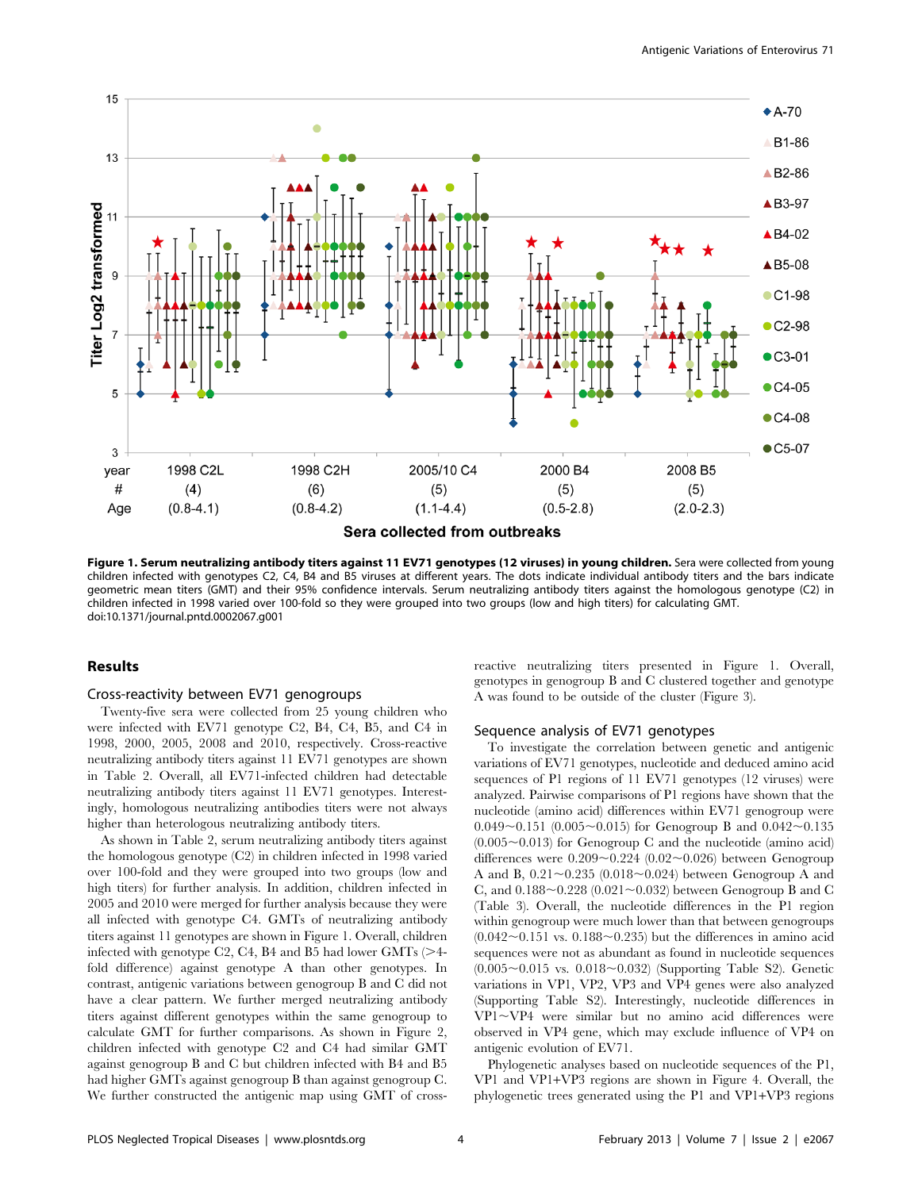**Figure 1. Serum neutralizing antibody titers against 11 EV71 genotypes (12 viruses) in young children.** Sera were collected from young children infected with genotypes C2, C4, B4 and B5 viruses at different years. The dots indicate individual antibody titers and the bars indicate geometric mean titers (GMT) and their 95% confidence intervals. Serum neutralizing antibody titers against the homologous genotype (C2) in children infected in 1998 varied over 100-fold so they were grouped into two groups (low and high titers) for calculating GMT.
doi:10.1371/journal.pntd.0002067.g001

## Results

### Cross-reactivity between EV71 genogroups

Twenty-five sera were collected from 25 young children who were infected with EV71 genotype C2, B4, C4, B5, and C4 in 1998, 2000, 2005, 2008 and 2010, respectively. Cross-reactive neutralizing antibody titers against 11 EV71 genotypes are shown in Table 2. Overall, all EV71-infected children had detectable neutralizing antibody titers against 11 EV71 genotypes. Interestingly, homologous neutralizing antibodies titers were not always higher than heterologous neutralizing antibody titers.

As shown in Table 2, serum neutralizing antibody titers against the homologous genotype (C2) in children infected in 1998 varied over 100-fold and they were grouped into two groups (low and high titers) for further analysis. In addition, children infected in 2005 and 2010 were merged for further analysis because they were all infected with genotype C4. GMTs of neutralizing antibody titers against 11 genotypes are shown in Figure 1. Overall, children infected with genotype C2, C4, B4 and B5 had lower GMTs (>4-fold difference) against genotype A than other genotypes. In contrast, antigenic variations between genogroup B and C did not have a clear pattern. We further merged neutralizing antibody titers against different genotypes within the same genogroup to calculate GMT for further comparisons. As shown in Figure 2, children infected with genotype C2 and C4 had similar GMT against genogroup B and C but children infected with B4 and B5 had higher GMTs against genogroup B than against genogroup C. We further constructed the antigenic map using GMT of cross-reactive neutralizing titers presented in Figure 1. Overall, genotypes in genogroup B and C clustered together and genotype A was found to be outside of the cluster (Figure 3).

### Sequence analysis of EV71 genotypes

To investigate the correlation between genetic and antigenic variations of EV71 genotypes, nucleotide and deduced amino acid sequences of P1 regions of 11 EV71 genotypes (12 viruses) were analyzed. Pairwise comparisons of P1 regions have shown that the nucleotide (amino acid) differences within EV71 genogroup were 0.049~0.151 (0.005~0.015) for Genogroup B and 0.042~0.135 (0.005~0.013) for Genogroup C and the nucleotide (amino acid) differences were 0.209~0.224 (0.02~0.026) between Genogroup A and B, 0.21~0.235 (0.018~0.024) between Genogroup A and C, and 0.188~0.228 (0.021~0.032) between Genogroup B and C (Table 3). Overall, the nucleotide differences in the P1 region within genogroup were much lower than that between genogroups (0.042~0.151 vs. 0.188~0.235) but the differences in amino acid sequences were not as abundant as found in nucleotide sequences (0.005~0.015 vs. 0.018~0.032) (Supporting Table S2). Genetic variations in VP1, VP2, VP3 and VP4 genes were also analyzed (Supporting Table S2). Interestingly, nucleotide differences in VP1~VP4 were similar but no amino acid differences were observed in VP4 gene, which may exclude influence of VP4 on antigenic evolution of EV71.

Phylogenetic analyses based on nucleotide sequences of the P1, VP1 and VP1+VP3 regions are shown in Figure 4. Overall, the phylogenetic trees generated using the P1 and VP1+VP3 regions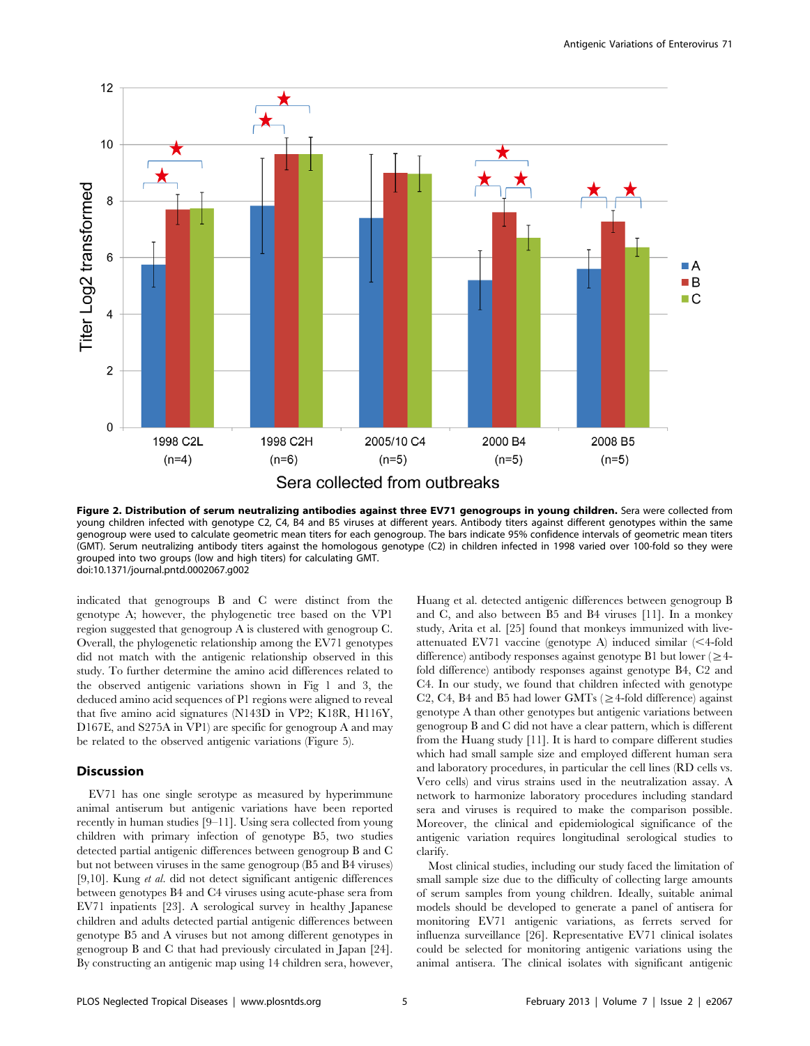**Figure 2. Distribution of serum neutralizing antibodies against three EV71 genogroups in young children.** Sera were collected from young children infected with genotype C2, C4, B4 and B5 viruses at different years. Antibody titers against different genotypes within the same genogroup were used to calculate geometric mean titers for each genogroup. The bars indicate 95% confidence intervals of geometric mean titers (GMT). Serum neutralizing antibody titers against the homologous genotype (C2) in children infected in 1998 varied over 100-fold so they were grouped into two groups (low and high titers) for calculating GMT.
doi:10.1371/journal.pntd.0002067.g002

indicated that genogroups B and C were distinct from the genotype A; however, the phylogenetic tree based on the VP1 region suggested that genogroup A is clustered with genogroup C. Overall, the phylogenetic relationship among the EV71 genotypes did not match with the antigenic relationship observed in this study. To further determine the amino acid differences related to the observed antigenic variations shown in Fig 1 and 3, the deduced amino acid sequences of P1 regions were aligned to reveal that five amino acid signatures (N143D in VP2; K18R, H116Y, D167E, and S275A in VP1) are specific for genogroup A and may be related to the observed antigenic variations (Figure 5).

## Discussion

EV71 has one single serotype as measured by hyperimmune animal antiserum but antigenic variations have been reported recently in human studies [9–11]. Using sera collected from young children with primary infection of genotype B5, two studies detected partial antigenic differences between genogroup B and C but not between viruses in the same genogroup (B5 and B4 viruses) [9,10]. Kung *et al.* did not detect significant antigenic differences between genotypes B4 and C4 viruses using acute-phase sera from EV71 inpatients [23]. A serological survey in healthy Japanese children and adults detected partial antigenic differences between genotype B5 and A viruses but not among different genotypes in genogroup B and C that had previously circulated in Japan [24]. By constructing an antigenic map using 14 children sera, however, Huang et al. detected antigenic differences between genogroup B and C, and also between B5 and B4 viruses [11]. In a monkey study, Arita et al. [25] found that monkeys immunized with live-attenuated EV71 vaccine (genotype A) induced similar (<4-fold difference) antibody responses against genotype B1 but lower (≥4-fold difference) antibody responses against genotype B4, C2 and C4. In our study, we found that children infected with genotype C2, C4, B4 and B5 had lower GMTs (≥4-fold difference) against genotype A than other genotypes but antigenic variations between genogroup B and C did not have a clear pattern, which is different from the Huang study [11]. It is hard to compare different studies which had small sample size and employed different human sera and laboratory procedures, in particular the cell lines (RD cells vs. Vero cells) and virus strains used in the neutralization assay. A network to harmonize laboratory procedures including standard sera and viruses is required to make the comparison possible. Moreover, the clinical and epidemiological significance of the antigenic variation requires longitudinal serological studies to clarify.

Most clinical studies, including our study faced the limitation of small sample size due to the difficulty of collecting large amounts of serum samples from young children. Ideally, suitable animal models should be developed to generate a panel of antisera for monitoring EV71 antigenic variations, as ferrets served for influenza surveillance [26]. Representative EV71 clinical isolates could be selected for monitoring antigenic variations using the animal antisera. The clinical isolates with significant antigenic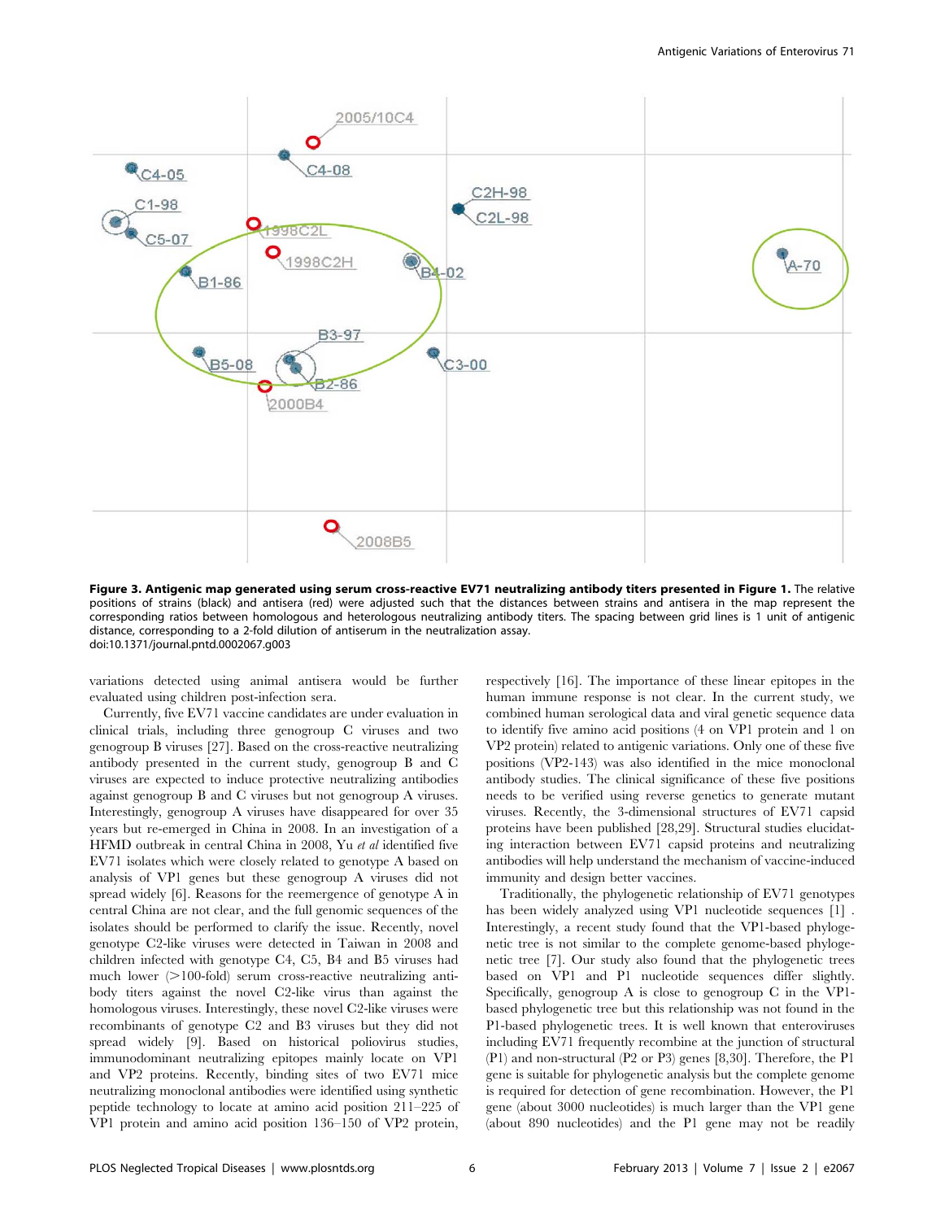**Figure 3. Antigenic map generated using serum cross-reactive EV71 neutralizing antibody titers presented in Figure 1.** The relative positions of strains (black) and antisera (red) were adjusted such that the distances between strains and antisera in the map represent the corresponding ratios between homologous and heterologous neutralizing antibody titers. The spacing between grid lines is 1 unit of antigenic distance, corresponding to a 2-fold dilution of antiserum in the neutralization assay.
doi:10.1371/journal.pntd.0002067.g003

variations detected using animal antisera would be further evaluated using children post-infection sera.

Currently, five EV71 vaccine candidates are under evaluation in clinical trials, including three genogroup C viruses and two genogroup B viruses [27]. Based on the cross-reactive neutralizing antibody presented in the current study, genogroup B and C viruses are expected to induce protective neutralizing antibodies against genogroup B and C viruses but not genogroup A viruses. Interestingly, genogroup A viruses have disappeared for over 35 years but re-emerged in China in 2008. In an investigation of a HFMD outbreak in central China in 2008, Yu *et al* identified five EV71 isolates which were closely related to genotype A based on analysis of VP1 genes but these genogroup A viruses did not spread widely [6]. Reasons for the reemergence of genotype A in central China are not clear, and the full genomic sequences of the isolates should be performed to clarify the issue. Recently, novel genotype C2-like viruses were detected in Taiwan in 2008 and children infected with genotype C4, C5, B4 and B5 viruses had much lower (>100-fold) serum cross-reactive neutralizing antibody titers against the novel C2-like virus than against the homologous viruses. Interestingly, these novel C2-like viruses were recombinants of genotype C2 and B3 viruses but they did not spread widely [9]. Based on historical poliovirus studies, immunodominant neutralizing epitopes mainly locate on VP1 and VP2 proteins. Recently, binding sites of two EV71 mice neutralizing monoclonal antibodies were identified using synthetic peptide technology to locate at amino acid position 211–225 of VP1 protein and amino acid position 136–150 of VP2 protein, respectively [16]. The importance of these linear epitopes in the human immune response is not clear. In the current study, we combined human serological data and viral genetic sequence data to identify five amino acid positions (4 on VP1 protein and 1 on VP2 protein) related to antigenic variations. Only one of these five positions (VP2-143) was also identified in the mice monoclonal antibody studies. The clinical significance of these five positions needs to be verified using reverse genetics to generate mutant viruses. Recently, the 3-dimensional structures of EV71 capsid proteins have been published [28,29]. Structural studies elucidating interaction between EV71 capsid proteins and neutralizing antibodies will help understand the mechanism of vaccine-induced immunity and design better vaccines.

Traditionally, the phylogenetic relationship of EV71 genotypes has been widely analyzed using VP1 nucleotide sequences [1] . Interestingly, a recent study found that the VP1-based phylogenetic tree is not similar to the complete genome-based phylogenetic tree [7]. Our study also found that the phylogenetic trees based on VP1 and P1 nucleotide sequences differ slightly. Specifically, genogroup A is close to genogroup C in the VP1-based phylogenetic tree but this relationship was not found in the P1-based phylogenetic trees. It is well known that enteroviruses including EV71 frequently recombine at the junction of structural (P1) and non-structural (P2 or P3) genes [8,30]. Therefore, the P1 gene is suitable for phylogenetic analysis but the complete genome is required for detection of gene recombination. However, the P1 gene (about 3000 nucleotides) is much larger than the VP1 gene (about 890 nucleotides) and the P1 gene may not be readily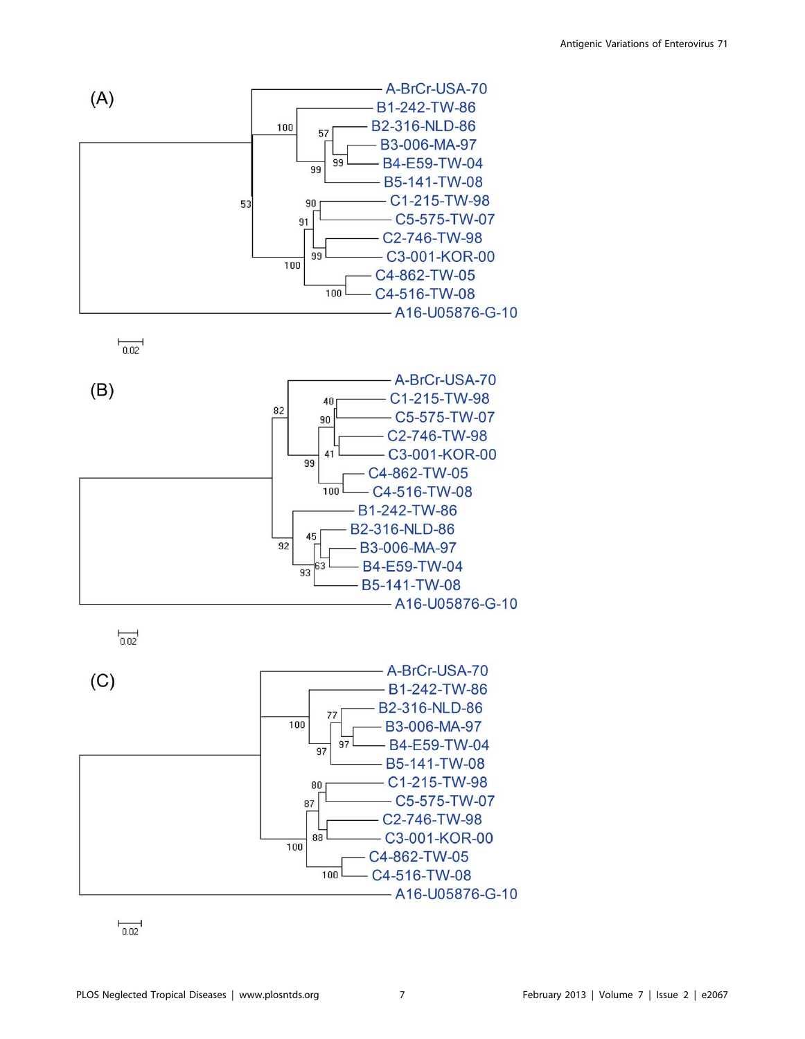(A)

A-BrCr-USA-70
B1-242-TW-86
B2-316-NLD-86
B3-006-MA-97
B4-E59-TW-04
B5-141-TW-08
C1-215-TW-98
C5-575-TW-07
C2-746-TW-98
C3-001-KOR-00
C4-862-TW-05
C4-516-TW-08
A16-U05876-G-10

0.02

(B)

A-BrCr-USA-70
C1-215-TW-98
C5-575-TW-07
C2-746-TW-98
C3-001-KOR-00
C4-862-TW-05
C4-516-TW-08
B1-242-TW-86
B2-316-NLD-86
B3-006-MA-97
B4-E59-TW-04
B5-141-TW-08
A16-U05876-G-10

0.02

(C)

A-BrCr-USA-70
B1-242-TW-86
B2-316-NLD-86
B3-006-MA-97
B4-E59-TW-04
B5-141-TW-08
C1-215-TW-98
C5-575-TW-07
C2-746-TW-98
C3-001-KOR-00
C4-862-TW-05
C4-516-TW-08
A16-U05876-G-10

0.02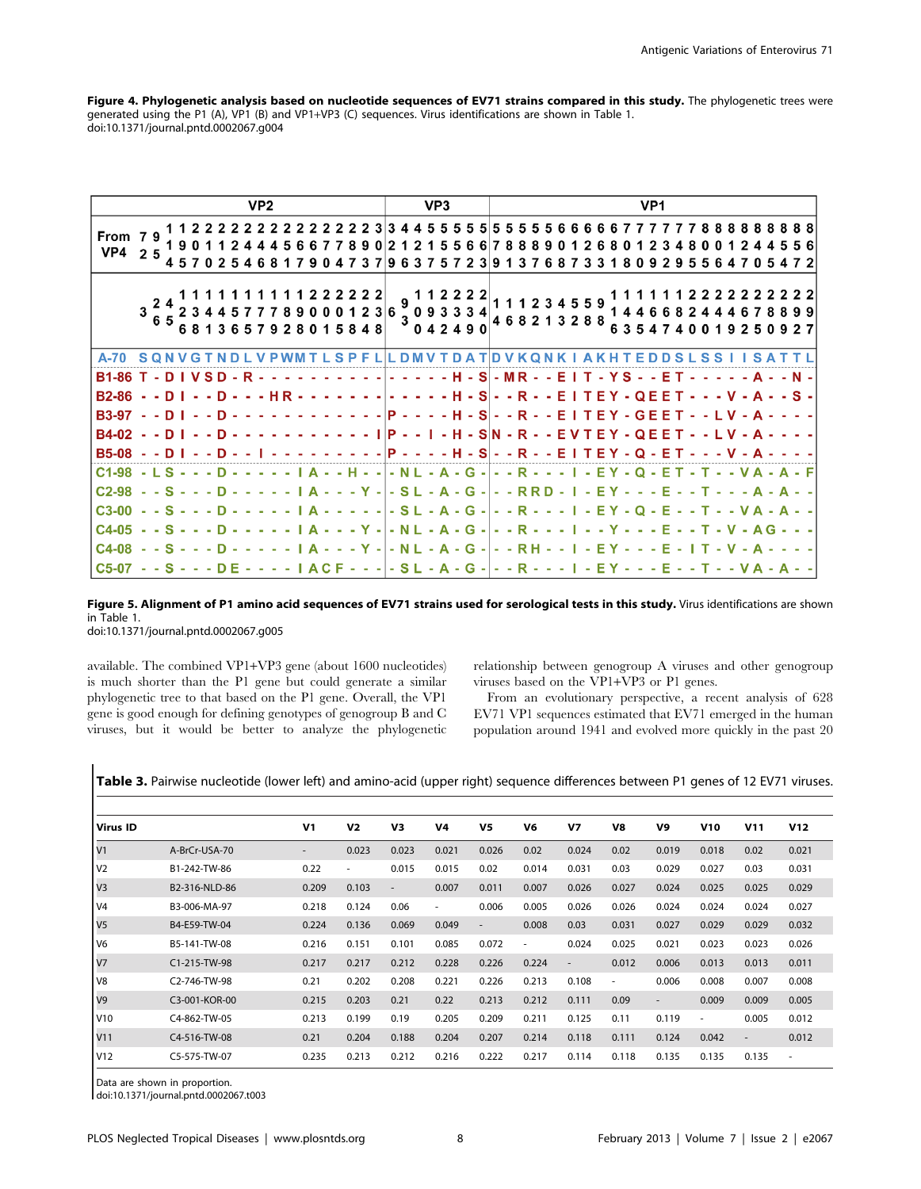**Figure 4. Phylogenetic analysis based on nucleotide sequences of EV71 strains compared in this study.** The phylogenetic trees were generated using the P1 (A), VP1 (B) and VP1+VP3 (C) sequences. Virus identifications are shown in Table 1.
doi:10.1371/journal.pntd.0002067.g004

```
                            VP2                 |   VP3    |           VP1
From VP4     7911222222222222223|34455555|5555566666777777888888888
             2519011244456677890|21215566|7888901268012348001244556
               4570254681790473|79637572|3913768733180929556470547 2

                  1111111111222222|  112222|111234559 1111112222222222
             3 242344577789000123|6 093334|468213288 1446682444678899
               65681365792801584|8 3042490|          6354740019250927
------------------------------------------------------------------------
A-70         SQNVGTNDLVPWMTLSPFL|LDMVTDAT|DVKQNKIAKHTEDDSLSSIISATTL
B1-86        T-DIVSD-R----------|-----H-S|-MR--EIT-YS--ET-----A--N-
B2-86        --DI--D---HR-------|-----H-S|--R--EITEY-QEET---V-A--S-
B3-97        --DI--D------------|P----H-S|--R--EITEY-GEET--LV-A----
B4-02        --DI--D-----------I|P--I-H-S|N-R--EVTEY-QEET--LV-A----
B5-08        --DI--D--I---------|P----H-S|--R--EITEY-Q-ET---V-A----
C1-98        -LS---D-----IA--H--|-NL-A-G-|--R---I-EY-Q-ET-T--VA-A-F
C2-98        --S---D-----IA---Y-|-SL-A-G-|--RRD-I-EY---E--T---A-A--
C3-00        --S---D-----IA-----|-SL-A-G-|--R---I-EY-Q-E--T--VA-A--
C4-05        --S---D-----IA---Y-|-NL-A-G-|--R---I--Y---E--T-V-AG---
C4-08        --S---D-----IA---Y-|-NL-A-G-|--RH--I-EY---E-IT-V-A----
C5-07        --S---DE----IACF---|-SL-A-G-|--R---I-EY---E--T--VA-A--
```

**Figure 5. Alignment of P1 amino acid sequences of EV71 strains used for serological tests in this study.** Virus identifications are shown in Table 1.
doi:10.1371/journal.pntd.0002067.g005

available. The combined VP1+VP3 gene (about 1600 nucleotides) is much shorter than the P1 gene but could generate a similar phylogenetic tree to that based on the P1 gene. Overall, the VP1 gene is good enough for defining genotypes of genogroup B and C viruses, but it would be better to analyze the phylogenetic relationship between genogroup A viruses and other genogroup viruses based on the VP1+VP3 or P1 genes.

From an evolutionary perspective, a recent analysis of 628 EV71 VP1 sequences estimated that EV71 emerged in the human population around 1941 and evolved more quickly in the past 20

**Table 3.** Pairwise nucleotide (lower left) and amino-acid (upper right) sequence differences between P1 genes of 12 EV71 viruses.

| Virus ID | | V1 | V2 | V3 | V4 | V5 | V6 | V7 | V8 | V9 | V10 | V11 | V12 |
|---|---|---|---|---|---|---|---|---|---|---|---|---|---|
| V1 | A-BrCr-USA-70 | - | 0.023 | 0.023 | 0.021 | 0.026 | 0.02 | 0.024 | 0.02 | 0.019 | 0.018 | 0.02 | 0.021 |
| V2 | B1-242-TW-86 | 0.22 | - | 0.015 | 0.015 | 0.02 | 0.014 | 0.031 | 0.03 | 0.029 | 0.027 | 0.03 | 0.031 |
| V3 | B2-316-NLD-86 | 0.209 | 0.103 | - | 0.007 | 0.011 | 0.007 | 0.026 | 0.027 | 0.024 | 0.025 | 0.025 | 0.029 |
| V4 | B3-006-MA-97 | 0.218 | 0.124 | 0.06 | - | 0.006 | 0.005 | 0.026 | 0.026 | 0.024 | 0.024 | 0.024 | 0.027 |
| V5 | B4-E59-TW-04 | 0.224 | 0.136 | 0.069 | 0.049 | - | 0.008 | 0.03 | 0.031 | 0.027 | 0.029 | 0.029 | 0.032 |
| V6 | B5-141-TW-08 | 0.216 | 0.151 | 0.101 | 0.085 | 0.072 | - | 0.024 | 0.025 | 0.021 | 0.023 | 0.023 | 0.026 |
| V7 | C1-215-TW-98 | 0.217 | 0.217 | 0.212 | 0.228 | 0.226 | 0.224 | - | 0.012 | 0.006 | 0.013 | 0.013 | 0.011 |
| V8 | C2-746-TW-98 | 0.21 | 0.202 | 0.208 | 0.221 | 0.226 | 0.213 | 0.108 | - | 0.006 | 0.008 | 0.007 | 0.008 |
| V9 | C3-001-KOR-00 | 0.215 | 0.203 | 0.21 | 0.22 | 0.213 | 0.212 | 0.111 | 0.09 | - | 0.009 | 0.009 | 0.005 |
| V10 | C4-862-TW-05 | 0.213 | 0.199 | 0.19 | 0.205 | 0.209 | 0.211 | 0.125 | 0.11 | 0.119 | - | 0.005 | 0.012 |
| V11 | C4-516-TW-08 | 0.21 | 0.204 | 0.188 | 0.204 | 0.207 | 0.214 | 0.118 | 0.111 | 0.124 | 0.042 | - | 0.012 |
| V12 | C5-575-TW-07 | 0.235 | 0.213 | 0.212 | 0.216 | 0.222 | 0.217 | 0.114 | 0.118 | 0.135 | 0.135 | 0.135 | - |

Data are shown in proportion.
doi:10.1371/journal.pntd.0002067.t003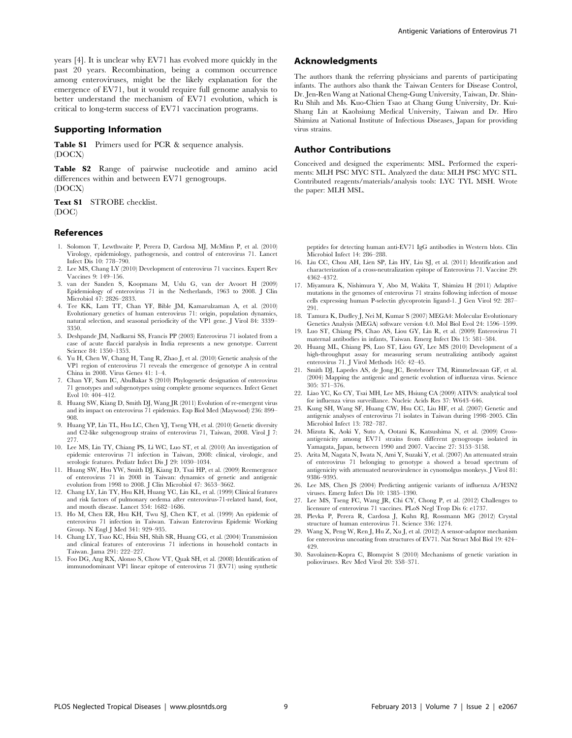years [4]. It is unclear why EV71 has evolved more quickly in the past 20 years. Recombination, being a common occurrence among enteroviruses, might be the likely explanation for the emergence of EV71, but it would require full genome analysis to better understand the mechanism of EV71 evolution, which is critical to long-term success of EV71 vaccination programs.

## Supporting Information

**Table S1** Primers used for PCR & sequence analysis.
(DOCX)

**Table S2** Range of pairwise nucleotide and amino acid differences within and between EV71 genogroups.
(DOCX)

**Text S1** STROBE checklist.
(DOC)

## Acknowledgments

The authors thank the referring physicians and parents of participating infants. The authors also thank the Taiwan Centers for Disease Control, Dr. Jen-Ren Wang at National Cheng-Gung University, Taiwan, Dr. Shin-Ru Shih and Ms. Kuo-Chien Tsao at Chang Gung University, Dr. Kui-Shang Lin at Kaohsiung Medical University, Taiwan and Dr. Hiro Shimizu at National Institute of Infectious Diseases, Japan for providing virus strains.

## Author Contributions

Conceived and designed the experiments: MSL. Performed the experiments: MLH PSC MYC STL. Analyzed the data: MLH PSC MYC STL. Contributed reagents/materials/analysis tools: LYC TYL MSH. Wrote the paper: MLH MSL.

## References

1. Solomon T, Lewthwaite P, Perera D, Cardosa MJ, McMinn P, et al. (2010) Virology, epidemiology, pathogenesis, and control of enterovirus 71. Lancet Infect Dis 10: 778–790.
2. Lee MS, Chang LY (2010) Development of enterovirus 71 vaccines. Expert Rev Vaccines 9: 149–156.
3. van der Sanden S, Koopmans M, Uslu G, van der Avoort H (2009) Epidemiology of enterovirus 71 in the Netherlands, 1963 to 2008. J Clin Microbiol 47: 2826–2833.
4. Tee KK, Lam TT, Chan YF, Bible JM, Kamarulzaman A, et al. (2010) Evolutionary genetics of human enterovirus 71: origin, population dynamics, natural selection, and seasonal periodicity of the VP1 gene. J Virol 84: 3339–3350.
5. Deshpande JM, Nadkarni SS, Francis PP (2003) Enterovirus 71 isolated from a case of acute flaccid paralysis in India represents a new genotype. Current Science 84: 1350–1353.
6. Yu H, Chen W, Chang H, Tang R, Zhao J, et al. (2010) Genetic analysis of the VP1 region of enterovirus 71 reveals the emergence of genotype A in central China in 2008. Virus Genes 41: 1–4.
7. Chan YF, Sam IC, AbuBakar S (2010) Phylogenetic designation of enterovirus 71 genotypes and subgenotypes using complete genome sequences. Infect Genet Evol 10: 404–412.
8. Huang SW, Kiang D, Smith DJ, Wang JR (2011) Evolution of re-emergent virus and its impact on enterovirus 71 epidemics. Exp Biol Med (Maywood) 236: 899–908.
9. Huang YP, Lin TL, Hsu LC, Chen YJ, Tseng YH, et al. (2010) Genetic diversity and C2-like subgenogroup strains of enterovirus 71, Taiwan, 2008. Virol J 7: 277.
10. Lee MS, Lin TY, Chiang PS, Li WC, Luo ST, et al. (2010) An investigation of epidemic enterovirus 71 infection in Taiwan, 2008: clinical, virologic, and serologic features. Pediatr Infect Dis J 29: 1030–1034.
11. Huang SW, Hsu YW, Smith DJ, Kiang D, Tsai HP, et al. (2009) Reemergence of enterovirus 71 in 2008 in Taiwan: dynamics of genetic and antigenic evolution from 1998 to 2008. J Clin Microbiol 47: 3653–3662.
12. Chang LY, Lin TY, Hsu KH, Huang YC, Lin KL, et al. (1999) Clinical features and risk factors of pulmonary oedema after enterovirus-71-related hand, foot, and mouth disease. Lancet 354: 1682–1686.
13. Ho M, Chen ER, Hsu KH, Twu SJ, Chen KT, et al. (1999) An epidemic of enterovirus 71 infection in Taiwan. Taiwan Enterovirus Epidemic Working Group. N Engl J Med 341: 929–935.
14. Chang LY, Tsao KC, Hsia SH, Shih SR, Huang CG, et al. (2004) Transmission and clinical features of enterovirus 71 infections in household contacts in Taiwan. Jama 291: 222–227.
15. Foo DG, Ang RX, Alonso S, Chow VT, Quak SH, et al. (2008) Identification of immunodominant VP1 linear epitope of enterovirus 71 (EV71) using synthetic peptides for detecting human anti-EV71 IgG antibodies in Western blots. Clin Microbiol Infect 14: 286–288.
16. Liu CC, Chou AH, Lien SP, Lin HY, Liu SJ, et al. (2011) Identification and characterization of a cross-neutralization epitope of Enterovirus 71. Vaccine 29: 4362–4372.
17. Miyamura K, Nishimura Y, Abo M, Wakita T, Shimizu H (2011) Adaptive mutations in the genomes of enterovirus 71 strains following infection of mouse cells expressing human P-selectin glycoprotein ligand-1. J Gen Virol 92: 287–291.
18. Tamura K, Dudley J, Nei M, Kumar S (2007) MEGA4: Molecular Evolutionary Genetics Analysis (MEGA) software version 4.0. Mol Biol Evol 24: 1596–1599.
19. Luo ST, Chiang PS, Chao AS, Liou GY, Lin R, et al. (2009) Enterovirus 71 maternal antibodies in infants, Taiwan. Emerg Infect Dis 15: 581–584.
20. Huang ML, Chiang PS, Luo ST, Liou GY, Lee MS (2010) Development of a high-throughput assay for measuring serum neutralizing antibody against enterovirus 71. J Virol Methods 165: 42–45.
21. Smith DJ, Lapedes AS, de Jong JC, Bestebroer TM, Rimmelzwaan GF, et al. (2004) Mapping the antigenic and genetic evolution of influenza virus. Science 305: 371–376.
22. Liao YC, Ko CY, Tsai MH, Lee MS, Hsiung CA (2009) ATIVS: analytical tool for influenza virus surveillance. Nucleic Acids Res 37: W643–646.
23. Kung SH, Wang SF, Huang CW, Hsu CC, Liu HF, et al. (2007) Genetic and antigenic analyses of enterovirus 71 isolates in Taiwan during 1998–2005. Clin Microbiol Infect 13: 782–787.
24. Mizuta K, Aoki Y, Suto A, Ootani K, Katsushima N, et al. (2009) Cross-antigenicity among EV71 strains from different genogroups isolated in Yamagata, Japan, between 1990 and 2007. Vaccine 27: 3153–3158.
25. Arita M, Nagata N, Iwata N, Ami Y, Suzaki Y, et al. (2007) An attenuated strain of enterovirus 71 belonging to genotype a showed a broad spectrum of antigenicity with attenuated neurovirulence in cynomolgus monkeys. J Virol 81: 9386–9395.
26. Lee MS, Chen JS (2004) Predicting antigenic variants of influenza A/H3N2 viruses. Emerg Infect Dis 10: 1385–1390.
27. Lee MS, Tseng FC, Wang JR, Chi CY, Chong P, et al. (2012) Challenges to licensure of enterovirus 71 vaccines. PLoS Negl Trop Dis 6: e1737.
28. Plevka P, Perera R, Cardosa J, Kuhn RJ, Rossmann MG (2012) Crystal structure of human enterovirus 71. Science 336: 1274.
29. Wang X, Peng W, Ren J, Hu Z, Xu J, et al. (2012) A sensor-adaptor mechanism for enterovirus uncoating from structures of EV71. Nat Struct Mol Biol 19: 424–429.
30. Savolainen-Kopra C, Blomqvist S (2010) Mechanisms of genetic variation in polioviruses. Rev Med Virol 20: 358–371.